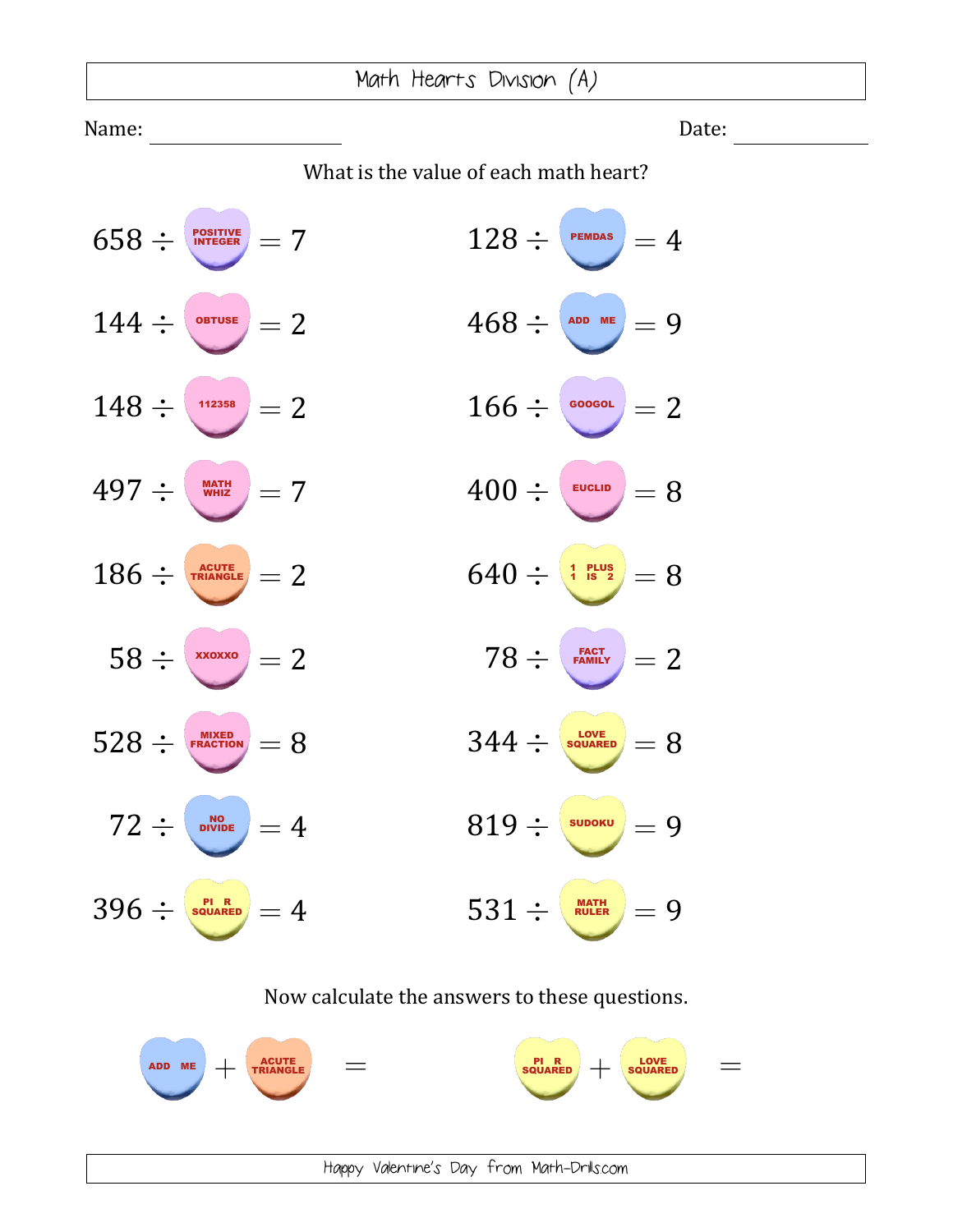# Math Hearts Division (A)

Name: \_\_\_\_\_\_\_\_\_\_\_\_\_\_\_\_ Date: \_\_\_\_\_\_\_\_\_\_

What is the value of each math heart?

$658 \div$ POSITIVE INTEGER $= 7$

$128 \div$ PEMDAS $= 4$

$144 \div$ OBTUSE $= 2$

$468 \div$ ADD ME $= 9$

$148 \div$ 112358 $= 2$

$166 \div$ GOOGOL $= 2$

$497 \div$ MATH WHIZ $= 7$

$400 \div$ EUCLID $= 8$

$186 \div$ ACUTE TRIANGLE $= 2$

$640 \div$ 1 PLUS 1 IS 2 $= 8$

$58 \div$ XXOXXO $= 2$

$78 \div$ FACT FAMILY $= 2$

$528 \div$ MIXED FRACTION $= 8$

$344 \div$ LOVE SQUARED $= 8$

$72 \div$ NO DIVIDE $= 4$

$819 \div$ SUDOKU $= 9$

$396 \div$ PI R SQUARED $= 4$

$531 \div$ MATH RULER $= 9$

Now calculate the answers to these questions.

ADD ME $+$ ACUTE TRIANGLE $=$

PI R SQUARED $+$ LOVE SQUARED $=$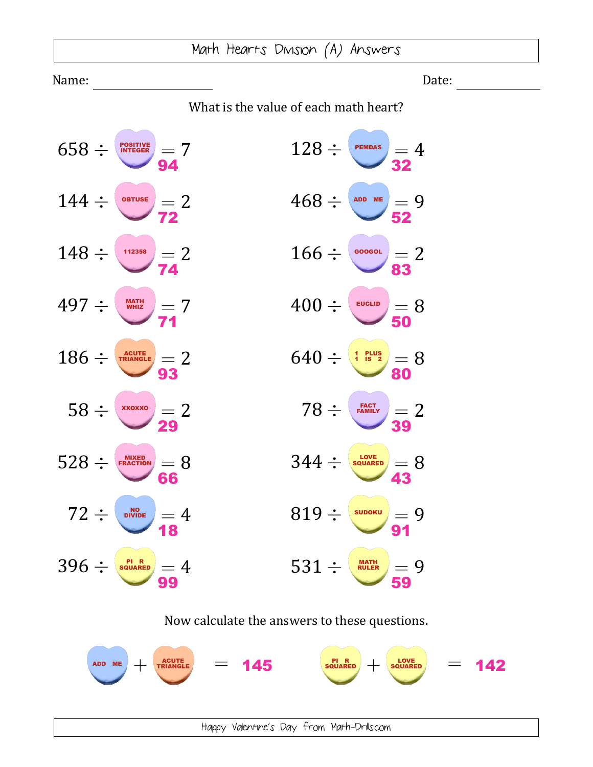# Math Hearts Division (A) Answers

Name: ______________ Date: ______________

What is the value of each math heart?

$658 \div$ POSITIVE INTEGER $= 7$ **94**

$128 \div$ PEMDAS $= 4$ **32**

$144 \div$ OBTUSE $= 2$ **72**

$468 \div$ ADD ME $= 9$ **52**

$148 \div$ 112358 $= 2$ **74**

$166 \div$ GOOGOL $= 2$ **83**

$497 \div$ MATH WHIZ $= 7$ **71**

$400 \div$ EUCLID $= 8$ **50**

$186 \div$ ACUTE TRIANGLE $= 2$ **93**

$640 \div$ 1 PLUS 1 IS 2 $= 8$ **80**

$58 \div$ XXOXXO $= 2$ **29**

$78 \div$ FACT FAMILY $= 2$ **39**

$528 \div$ MIXED FRACTION $= 8$ **66**

$344 \div$ LOVE SQUARED $= 8$ **43**

$72 \div$ NO DIVIDE $= 4$ **18**

$819 \div$ SUDOKU $= 9$ **91**

$396 \div$ PI R SQUARED $= 4$ **99**

$531 \div$ MATH RULER $= 9$ **59**

Now calculate the answers to these questions.

ADD ME $+$ ACUTE TRIANGLE $=$ **145**

PI R SQUARED $+$ LOVE SQUARED $=$ **142**